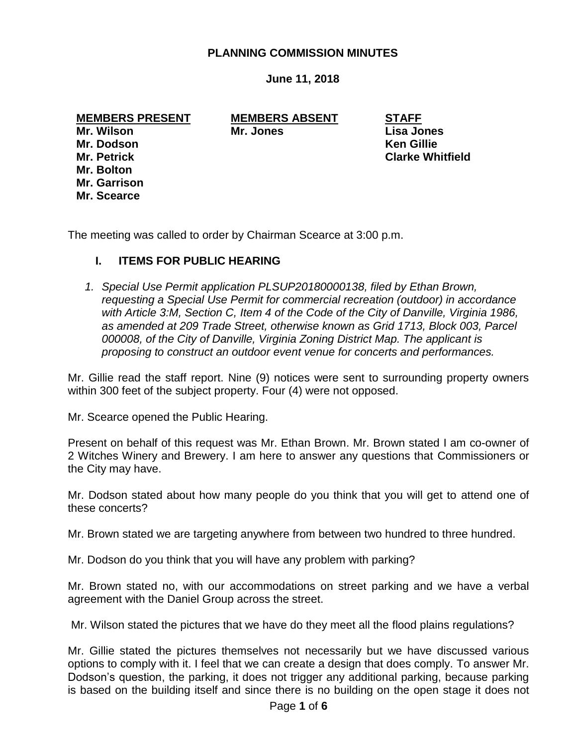# PLANNING COMMISSION MINUTES

**June 11, 2018**

| **MEMBERS PRESENT** | **MEMBERS ABSENT** | **STAFF** |
|---|---|---|
| **Mr. Wilson** | **Mr. Jones** | **Lisa Jones** |
| **Mr. Dodson** | | **Ken Gillie** |
| **Mr. Petrick** | | **Clarke Whitfield** |
| **Mr. Bolton** | | |
| **Mr. Garrison** | | |
| **Mr. Scearce** | | |

The meeting was called to order by Chairman Scearce at 3:00 p.m.

## I. ITEMS FOR PUBLIC HEARING

1. *Special Use Permit application PLSUP20180000138, filed by Ethan Brown, requesting a Special Use Permit for commercial recreation (outdoor) in accordance with Article 3:M, Section C, Item 4 of the Code of the City of Danville, Virginia 1986, as amended at 209 Trade Street, otherwise known as Grid 1713, Block 003, Parcel 000008, of the City of Danville, Virginia Zoning District Map. The applicant is proposing to construct an outdoor event venue for concerts and performances.*

Mr. Gillie read the staff report. Nine (9) notices were sent to surrounding property owners within 300 feet of the subject property. Four (4) were not opposed.

Mr. Scearce opened the Public Hearing.

Present on behalf of this request was Mr. Ethan Brown. Mr. Brown stated I am co-owner of 2 Witches Winery and Brewery. I am here to answer any questions that Commissioners or the City may have.

Mr. Dodson stated about how many people do you think that you will get to attend one of these concerts?

Mr. Brown stated we are targeting anywhere from between two hundred to three hundred.

Mr. Dodson do you think that you will have any problem with parking?

Mr. Brown stated no, with our accommodations on street parking and we have a verbal agreement with the Daniel Group across the street.

Mr. Wilson stated the pictures that we have do they meet all the flood plains regulations?

Mr. Gillie stated the pictures themselves not necessarily but we have discussed various options to comply with it. I feel that we can create a design that does comply. To answer Mr. Dodson's question, the parking, it does not trigger any additional parking, because parking is based on the building itself and since there is no building on the open stage it does not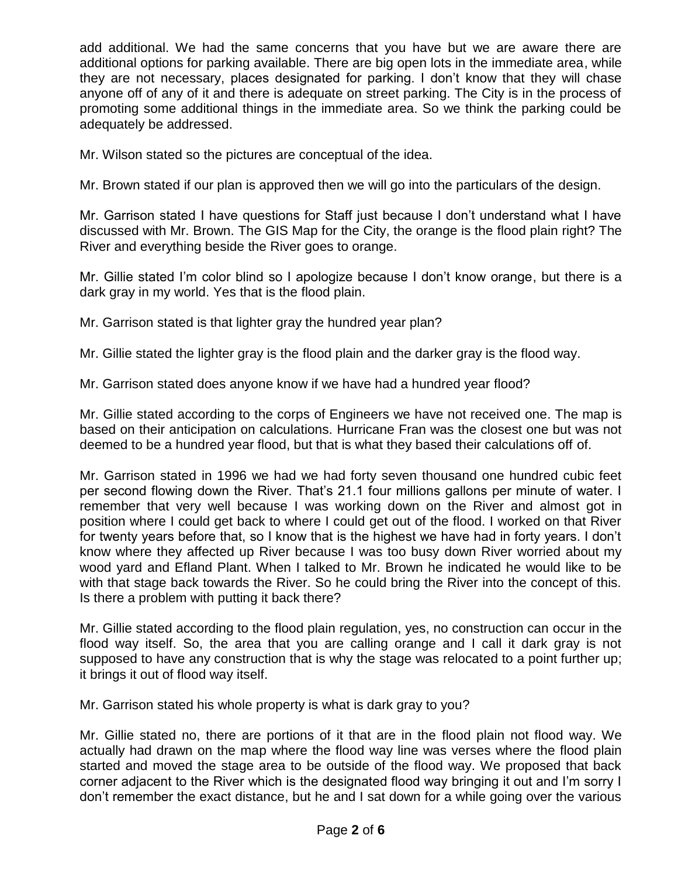add additional. We had the same concerns that you have but we are aware there are additional options for parking available. There are big open lots in the immediate area, while they are not necessary, places designated for parking. I don't know that they will chase anyone off of any of it and there is adequate on street parking. The City is in the process of promoting some additional things in the immediate area. So we think the parking could be adequately be addressed.

Mr. Wilson stated so the pictures are conceptual of the idea.

Mr. Brown stated if our plan is approved then we will go into the particulars of the design.

Mr. Garrison stated I have questions for Staff just because I don't understand what I have discussed with Mr. Brown. The GIS Map for the City, the orange is the flood plain right? The River and everything beside the River goes to orange.

Mr. Gillie stated I'm color blind so I apologize because I don't know orange, but there is a dark gray in my world. Yes that is the flood plain.

Mr. Garrison stated is that lighter gray the hundred year plan?

Mr. Gillie stated the lighter gray is the flood plain and the darker gray is the flood way.

Mr. Garrison stated does anyone know if we have had a hundred year flood?

Mr. Gillie stated according to the corps of Engineers we have not received one. The map is based on their anticipation on calculations. Hurricane Fran was the closest one but was not deemed to be a hundred year flood, but that is what they based their calculations off of.

Mr. Garrison stated in 1996 we had we had forty seven thousand one hundred cubic feet per second flowing down the River. That's 21.1 four millions gallons per minute of water. I remember that very well because I was working down on the River and almost got in position where I could get back to where I could get out of the flood. I worked on that River for twenty years before that, so I know that is the highest we have had in forty years. I don't know where they affected up River because I was too busy down River worried about my wood yard and Efland Plant. When I talked to Mr. Brown he indicated he would like to be with that stage back towards the River. So he could bring the River into the concept of this. Is there a problem with putting it back there?

Mr. Gillie stated according to the flood plain regulation, yes, no construction can occur in the flood way itself. So, the area that you are calling orange and I call it dark gray is not supposed to have any construction that is why the stage was relocated to a point further up; it brings it out of flood way itself.

Mr. Garrison stated his whole property is what is dark gray to you?

Mr. Gillie stated no, there are portions of it that are in the flood plain not flood way. We actually had drawn on the map where the flood way line was verses where the flood plain started and moved the stage area to be outside of the flood way. We proposed that back corner adjacent to the River which is the designated flood way bringing it out and I'm sorry I don't remember the exact distance, but he and I sat down for a while going over the various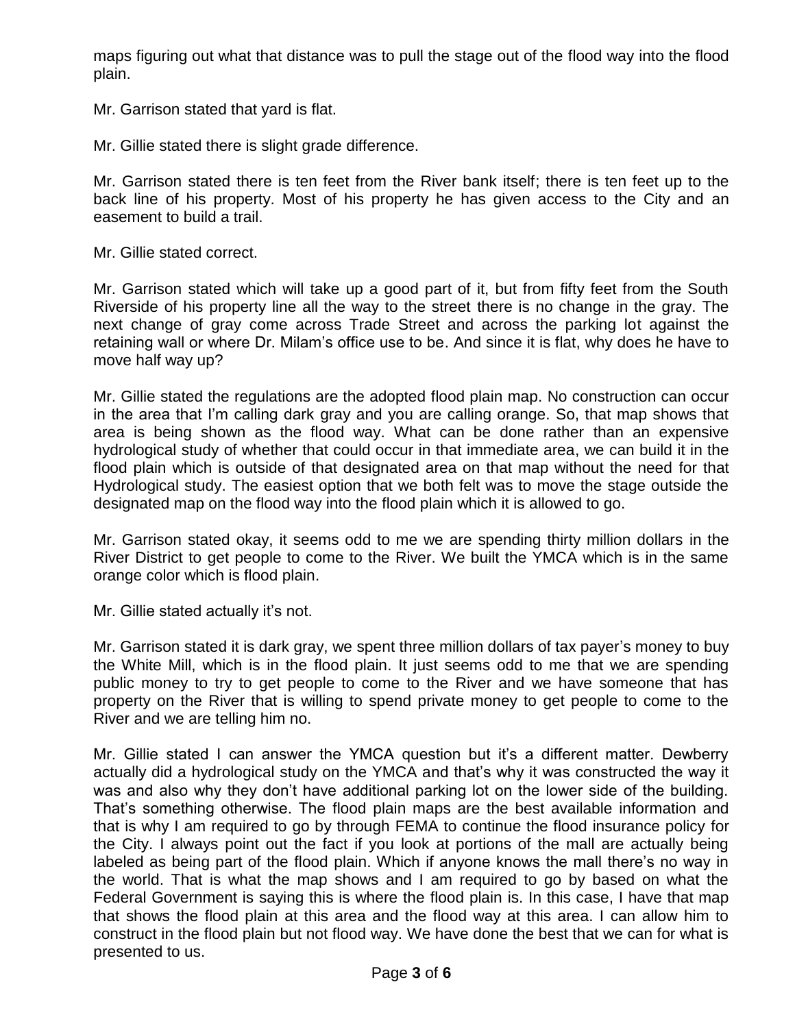maps figuring out what that distance was to pull the stage out of the flood way into the flood plain.

Mr. Garrison stated that yard is flat.

Mr. Gillie stated there is slight grade difference.

Mr. Garrison stated there is ten feet from the River bank itself; there is ten feet up to the back line of his property. Most of his property he has given access to the City and an easement to build a trail.

Mr. Gillie stated correct.

Mr. Garrison stated which will take up a good part of it, but from fifty feet from the South Riverside of his property line all the way to the street there is no change in the gray. The next change of gray come across Trade Street and across the parking lot against the retaining wall or where Dr. Milam's office use to be. And since it is flat, why does he have to move half way up?

Mr. Gillie stated the regulations are the adopted flood plain map. No construction can occur in the area that I'm calling dark gray and you are calling orange. So, that map shows that area is being shown as the flood way. What can be done rather than an expensive hydrological study of whether that could occur in that immediate area, we can build it in the flood plain which is outside of that designated area on that map without the need for that Hydrological study. The easiest option that we both felt was to move the stage outside the designated map on the flood way into the flood plain which it is allowed to go.

Mr. Garrison stated okay, it seems odd to me we are spending thirty million dollars in the River District to get people to come to the River. We built the YMCA which is in the same orange color which is flood plain.

Mr. Gillie stated actually it's not.

Mr. Garrison stated it is dark gray, we spent three million dollars of tax payer's money to buy the White Mill, which is in the flood plain. It just seems odd to me that we are spending public money to try to get people to come to the River and we have someone that has property on the River that is willing to spend private money to get people to come to the River and we are telling him no.

Mr. Gillie stated I can answer the YMCA question but it's a different matter. Dewberry actually did a hydrological study on the YMCA and that's why it was constructed the way it was and also why they don't have additional parking lot on the lower side of the building. That's something otherwise. The flood plain maps are the best available information and that is why I am required to go by through FEMA to continue the flood insurance policy for the City. I always point out the fact if you look at portions of the mall are actually being labeled as being part of the flood plain. Which if anyone knows the mall there's no way in the world. That is what the map shows and I am required to go by based on what the Federal Government is saying this is where the flood plain is. In this case, I have that map that shows the flood plain at this area and the flood way at this area. I can allow him to construct in the flood plain but not flood way. We have done the best that we can for what is presented to us.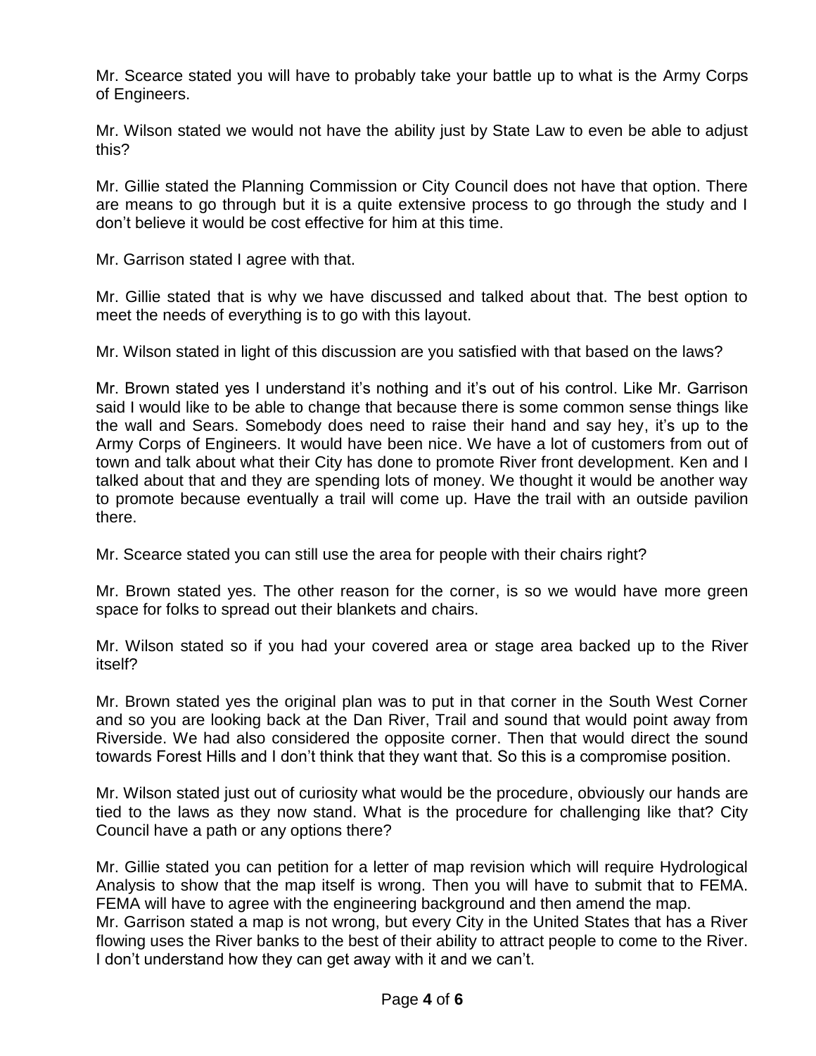Mr. Scearce stated you will have to probably take your battle up to what is the Army Corps of Engineers.

Mr. Wilson stated we would not have the ability just by State Law to even be able to adjust this?

Mr. Gillie stated the Planning Commission or City Council does not have that option. There are means to go through but it is a quite extensive process to go through the study and I don't believe it would be cost effective for him at this time.

Mr. Garrison stated I agree with that.

Mr. Gillie stated that is why we have discussed and talked about that. The best option to meet the needs of everything is to go with this layout.

Mr. Wilson stated in light of this discussion are you satisfied with that based on the laws?

Mr. Brown stated yes I understand it's nothing and it's out of his control. Like Mr. Garrison said I would like to be able to change that because there is some common sense things like the wall and Sears. Somebody does need to raise their hand and say hey, it's up to the Army Corps of Engineers. It would have been nice. We have a lot of customers from out of town and talk about what their City has done to promote River front development. Ken and I talked about that and they are spending lots of money. We thought it would be another way to promote because eventually a trail will come up. Have the trail with an outside pavilion there.

Mr. Scearce stated you can still use the area for people with their chairs right?

Mr. Brown stated yes. The other reason for the corner, is so we would have more green space for folks to spread out their blankets and chairs.

Mr. Wilson stated so if you had your covered area or stage area backed up to the River itself?

Mr. Brown stated yes the original plan was to put in that corner in the South West Corner and so you are looking back at the Dan River, Trail and sound that would point away from Riverside. We had also considered the opposite corner. Then that would direct the sound towards Forest Hills and I don't think that they want that. So this is a compromise position.

Mr. Wilson stated just out of curiosity what would be the procedure, obviously our hands are tied to the laws as they now stand. What is the procedure for challenging like that? City Council have a path or any options there?

Mr. Gillie stated you can petition for a letter of map revision which will require Hydrological Analysis to show that the map itself is wrong. Then you will have to submit that to FEMA. FEMA will have to agree with the engineering background and then amend the map.

Mr. Garrison stated a map is not wrong, but every City in the United States that has a River flowing uses the River banks to the best of their ability to attract people to come to the River. I don't understand how they can get away with it and we can't.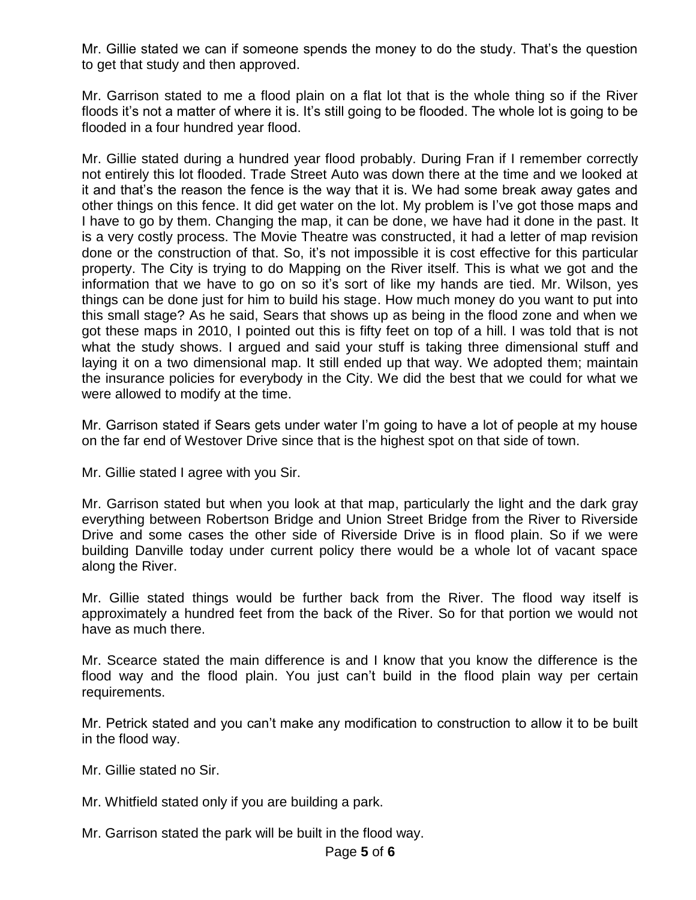Mr. Gillie stated we can if someone spends the money to do the study. That's the question to get that study and then approved.

Mr. Garrison stated to me a flood plain on a flat lot that is the whole thing so if the River floods it's not a matter of where it is. It's still going to be flooded. The whole lot is going to be flooded in a four hundred year flood.

Mr. Gillie stated during a hundred year flood probably. During Fran if I remember correctly not entirely this lot flooded. Trade Street Auto was down there at the time and we looked at it and that's the reason the fence is the way that it is. We had some break away gates and other things on this fence. It did get water on the lot. My problem is I've got those maps and I have to go by them. Changing the map, it can be done, we have had it done in the past. It is a very costly process. The Movie Theatre was constructed, it had a letter of map revision done or the construction of that. So, it's not impossible it is cost effective for this particular property. The City is trying to do Mapping on the River itself. This is what we got and the information that we have to go on so it's sort of like my hands are tied. Mr. Wilson, yes things can be done just for him to build his stage. How much money do you want to put into this small stage? As he said, Sears that shows up as being in the flood zone and when we got these maps in 2010, I pointed out this is fifty feet on top of a hill. I was told that is not what the study shows. I argued and said your stuff is taking three dimensional stuff and laying it on a two dimensional map. It still ended up that way. We adopted them; maintain the insurance policies for everybody in the City. We did the best that we could for what we were allowed to modify at the time.

Mr. Garrison stated if Sears gets under water I'm going to have a lot of people at my house on the far end of Westover Drive since that is the highest spot on that side of town.

Mr. Gillie stated I agree with you Sir.

Mr. Garrison stated but when you look at that map, particularly the light and the dark gray everything between Robertson Bridge and Union Street Bridge from the River to Riverside Drive and some cases the other side of Riverside Drive is in flood plain. So if we were building Danville today under current policy there would be a whole lot of vacant space along the River.

Mr. Gillie stated things would be further back from the River. The flood way itself is approximately a hundred feet from the back of the River. So for that portion we would not have as much there.

Mr. Scearce stated the main difference is and I know that you know the difference is the flood way and the flood plain. You just can't build in the flood plain way per certain requirements.

Mr. Petrick stated and you can't make any modification to construction to allow it to be built in the flood way.

Mr. Gillie stated no Sir.

Mr. Whitfield stated only if you are building a park.

Mr. Garrison stated the park will be built in the flood way.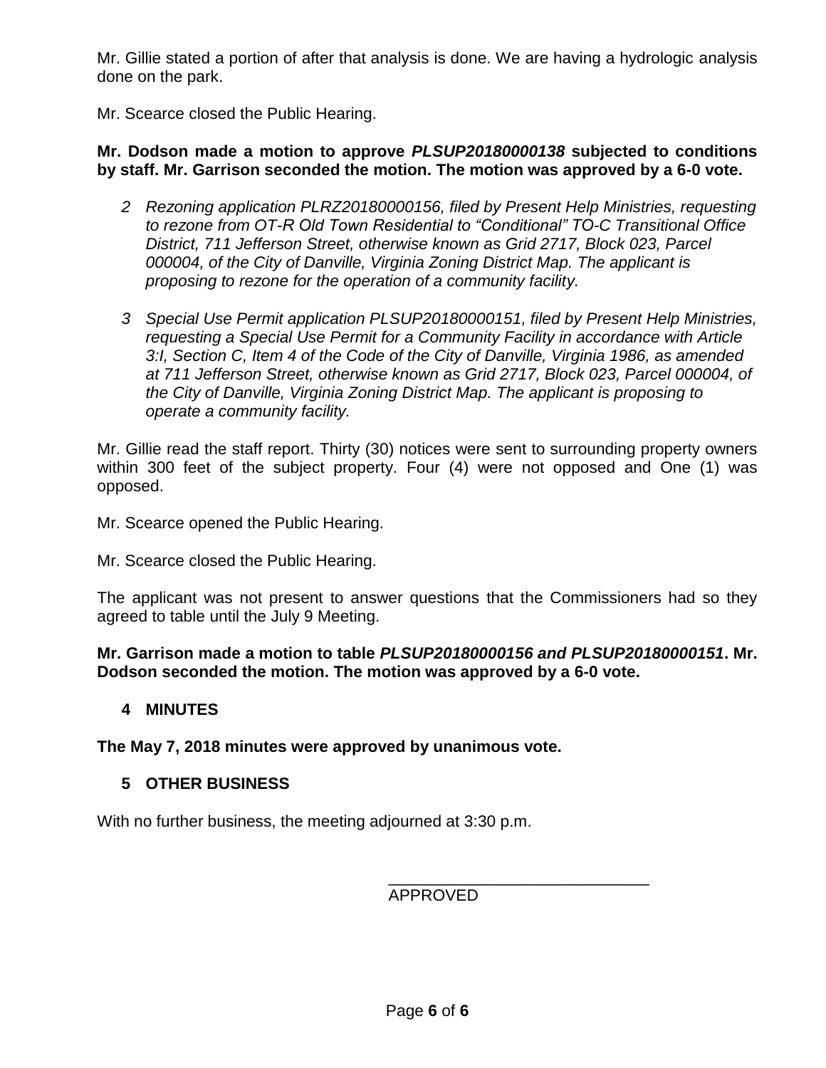Mr. Gillie stated a portion of after that analysis is done. We are having a hydrologic analysis done on the park.

Mr. Scearce closed the Public Hearing.

**Mr. Dodson made a motion to approve *PLSUP20180000138* subjected to conditions by staff. Mr. Garrison seconded the motion. The motion was approved by a 6-0 vote.**

2. *Rezoning application PLRZ20180000156, filed by Present Help Ministries, requesting to rezone from OT-R Old Town Residential to "Conditional" TO-C Transitional Office District, 711 Jefferson Street, otherwise known as Grid 2717, Block 023, Parcel 000004, of the City of Danville, Virginia Zoning District Map. The applicant is proposing to rezone for the operation of a community facility.*

3. *Special Use Permit application PLSUP20180000151, filed by Present Help Ministries, requesting a Special Use Permit for a Community Facility in accordance with Article 3:I, Section C, Item 4 of the Code of the City of Danville, Virginia 1986, as amended at 711 Jefferson Street, otherwise known as Grid 2717, Block 023, Parcel 000004, of the City of Danville, Virginia Zoning District Map. The applicant is proposing to operate a community facility.*

Mr. Gillie read the staff report. Thirty (30) notices were sent to surrounding property owners within 300 feet of the subject property. Four (4) were not opposed and One (1) was opposed.

Mr. Scearce opened the Public Hearing.

Mr. Scearce closed the Public Hearing.

The applicant was not present to answer questions that the Commissioners had so they agreed to table until the July 9 Meeting.

**Mr. Garrison made a motion to table *PLSUP20180000156 and PLSUP20180000151*. Mr. Dodson seconded the motion. The motion was approved by a 6-0 vote.**

## 4 MINUTES

**The May 7, 2018 minutes were approved by unanimous vote.**

## 5 OTHER BUSINESS

With no further business, the meeting adjourned at 3:30 p.m.

\_\_\_\_\_\_\_\_\_\_\_\_\_\_\_\_\_\_\_\_\_\_\_\_\_\_\_\_\_\_

APPROVED